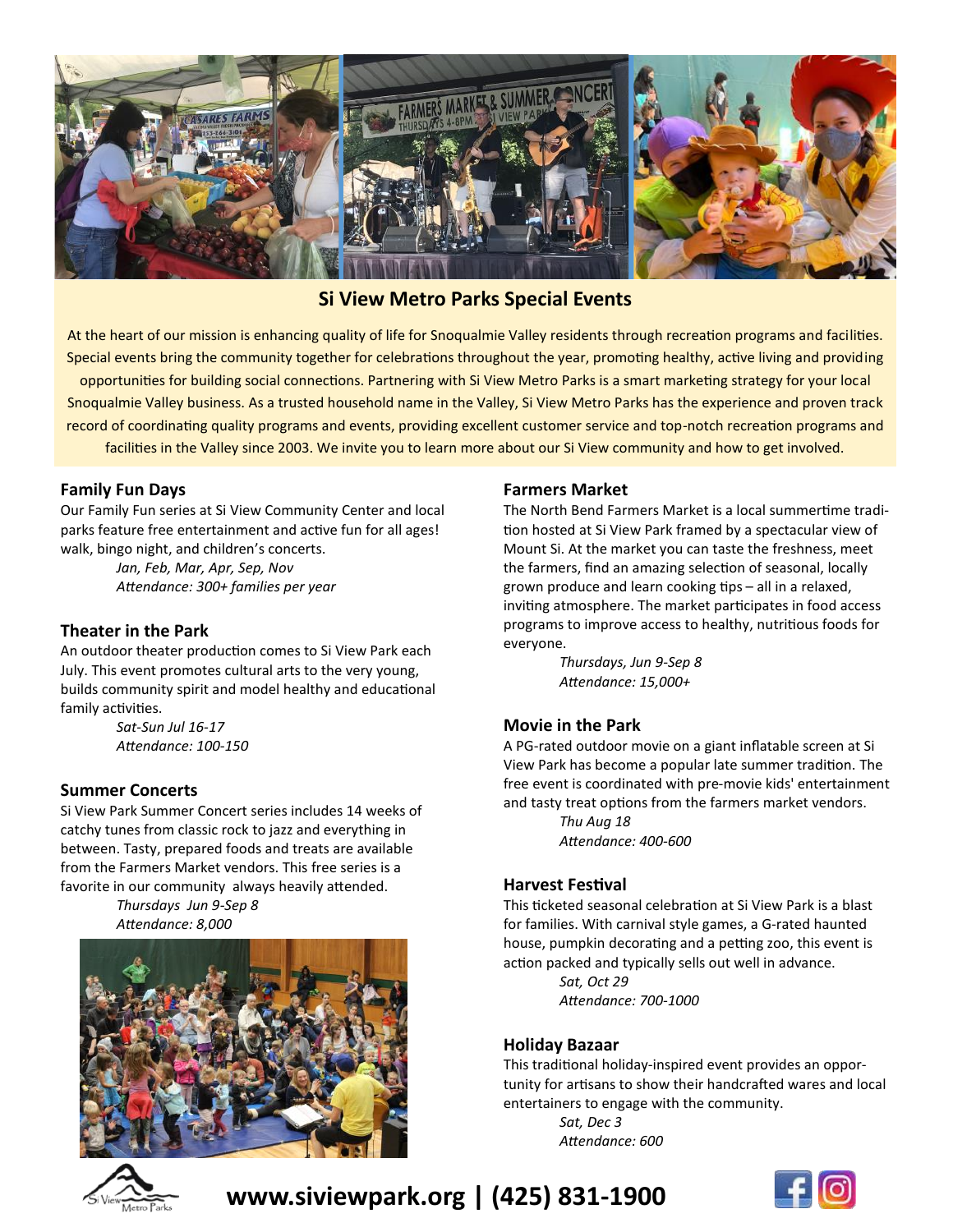## Si View Metro Parks Special Events

At the heart of our mission is enhancing quality of life for Snoqualmie Valley residents through recreation programs and facilities. Special events bring the community together for celebrations throughout the year, promoting healthy, active living and providing opportunities for building social connections. Partnering with Si View Metro Parks is a smart marketing strategy for your local Snoqualmie Valley business. As a trusted household name in the Valley, Si View Metro Parks has the experience and proven track record of coordinating quality programs and events, providing excellent customer service and top-notch recreation programs and facilities in the Valley since 2003. We invite you to learn more about our Si View community and how to get involved.

### Family Fun Days

Our Family Fun series at Si View Community Center and local parks feature free entertainment and active fun for all ages! walk, bingo night, and children's concerts.

*Jan, Feb, Mar, Apr, Sep, Nov*
*Attendance: 300+ families per year*

### Theater in the Park

An outdoor theater production comes to Si View Park each July. This event promotes cultural arts to the very young, builds community spirit and model healthy and educational family activities.

*Sat-Sun Jul 16-17*
*Attendance: 100-150*

### Summer Concerts

Si View Park Summer Concert series includes 14 weeks of catchy tunes from classic rock to jazz and everything in between. Tasty, prepared foods and treats are available from the Farmers Market vendors. This free series is a favorite in our community always heavily attended.

*Thursdays Jun 9-Sep 8*
*Attendance: 8,000*

### Farmers Market

The North Bend Farmers Market is a local summertime tradition hosted at Si View Park framed by a spectacular view of Mount Si. At the market you can taste the freshness, meet the farmers, find an amazing selection of seasonal, locally grown produce and learn cooking tips – all in a relaxed, inviting atmosphere. The market participates in food access programs to improve access to healthy, nutritious foods for everyone.

*Thursdays, Jun 9-Sep 8*
*Attendance: 15,000+*

### Movie in the Park

A PG-rated outdoor movie on a giant inflatable screen at Si View Park has become a popular late summer tradition. The free event is coordinated with pre-movie kids' entertainment and tasty treat options from the farmers market vendors.

*Thu Aug 18*
*Attendance: 400-600*

### Harvest Festival

This ticketed seasonal celebration at Si View Park is a blast for families. With carnival style games, a G-rated haunted house, pumpkin decorating and a petting zoo, this event is action packed and typically sells out well in advance.

*Sat, Oct 29*
*Attendance: 700-1000*

### Holiday Bazaar

This traditional holiday-inspired event provides an opportunity for artisans to show their handcrafted wares and local entertainers to engage with the community.

*Sat, Dec 3*
*Attendance: 600*

**www.siviewpark.org | (425) 831-1900**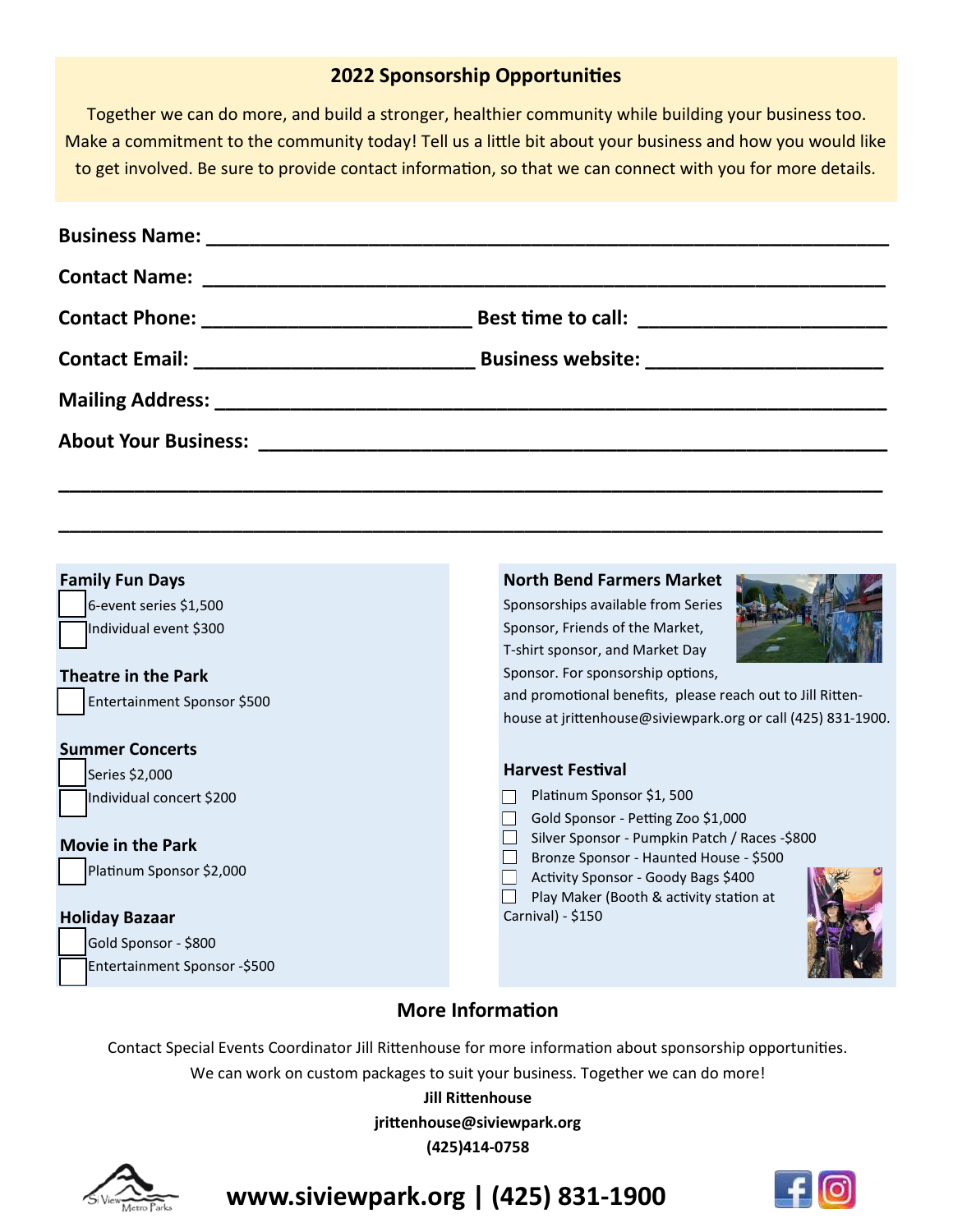## 2022 Sponsorship Opportunities

Together we can do more, and build a stronger, healthier community while building your business too. Make a commitment to the community today! Tell us a little bit about your business and how you would like to get involved. Be sure to provide contact information, so that we can connect with you for more details.

**Business Name:** ____________________________________________

**Contact Name:** ____________________________________________

**Contact Phone:** ______________________ **Best time to call:** ______________________

**Contact Email:** ______________________ **Business website:** ______________________

**Mailing Address:** ____________________________________________

**About Your Business:** ____________________________________________

____________________________________________

____________________________________________

### Family Fun Days

- ☐ 6-event series $1,500
- ☐ Individual event $300

### Theatre in the Park

- ☐ Entertainment Sponsor $500

### Summer Concerts

- ☐ Series $2,000
- ☐ Individual concert $200

### Movie in the Park

- ☐ Platinum Sponsor $2,000

### Holiday Bazaar

- ☐ Gold Sponsor - $800
- ☐ Entertainment Sponsor -$500

### North Bend Farmers Market

Sponsorships available from Series Sponsor, Friends of the Market, T-shirt sponsor, and Market Day Sponsor. For sponsorship options, and promotional benefits, please reach out to Jill Rittenhouse at jrittenhouse@siviewpark.org or call (425) 831-1900.

### Harvest Festival

- ☐ Platinum Sponsor $1, 500
- ☐ Gold Sponsor - Petting Zoo $1,000
- ☐ Silver Sponsor - Pumpkin Patch / Races -$800
- ☐ Bronze Sponsor - Haunted House - $500
- ☐ Activity Sponsor - Goody Bags $400
- ☐ Play Maker (Booth & activity station at Carnival) - $150

## More Information

Contact Special Events Coordinator Jill Rittenhouse for more information about sponsorship opportunities. We can work on custom packages to suit your business. Together we can do more!

**Jill Rittenhouse**
**jrittenhouse@siviewpark.org**
**(425)414-0758**

Si View Metro Parks

**www.siviewpark.org | (425) 831-1900**